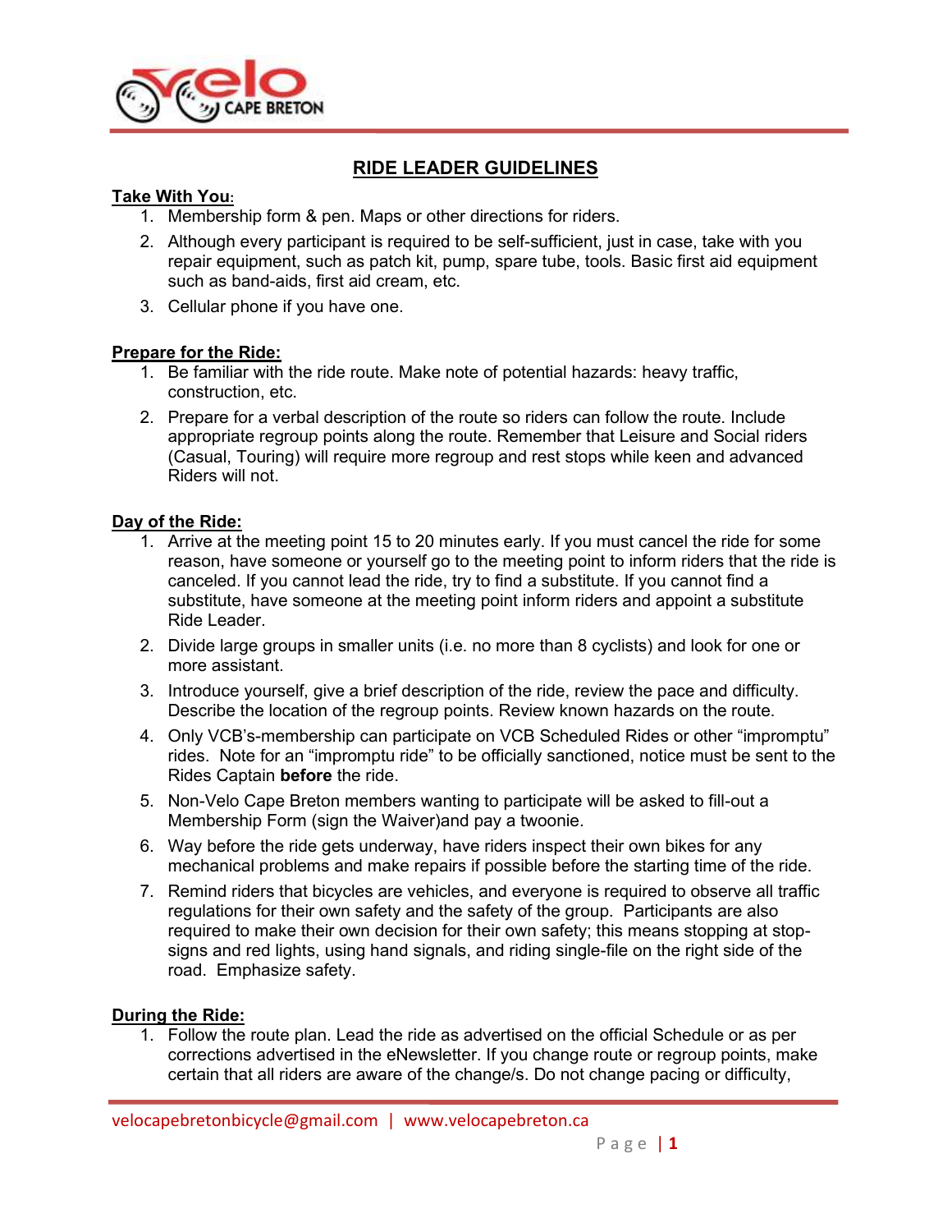# RIDE LEADER GUIDELINES

## Take With You:

1. Membership form & pen. Maps or other directions for riders.
2. Although every participant is required to be self-sufficient, just in case, take with you repair equipment, such as patch kit, pump, spare tube, tools. Basic first aid equipment such as band-aids, first aid cream, etc.
3. Cellular phone if you have one.

## Prepare for the Ride:

1. Be familiar with the ride route. Make note of potential hazards: heavy traffic, construction, etc.
2. Prepare for a verbal description of the route so riders can follow the route. Include appropriate regroup points along the route. Remember that Leisure and Social riders (Casual, Touring) will require more regroup and rest stops while keen and advanced Riders will not.

## Day of the Ride:

1. Arrive at the meeting point 15 to 20 minutes early. If you must cancel the ride for some reason, have someone or yourself go to the meeting point to inform riders that the ride is canceled. If you cannot lead the ride, try to find a substitute. If you cannot find a substitute, have someone at the meeting point inform riders and appoint a substitute Ride Leader.
2. Divide large groups in smaller units (i.e. no more than 8 cyclists) and look for one or more assistant.
3. Introduce yourself, give a brief description of the ride, review the pace and difficulty. Describe the location of the regroup points. Review known hazards on the route.
4. Only VCB's-membership can participate on VCB Scheduled Rides or other "impromptu" rides. Note for an "impromptu ride" to be officially sanctioned, notice must be sent to the Rides Captain **before** the ride.
5. Non-Velo Cape Breton members wanting to participate will be asked to fill-out a Membership Form (sign the Waiver)and pay a twoonie.
6. Way before the ride gets underway, have riders inspect their own bikes for any mechanical problems and make repairs if possible before the starting time of the ride.
7. Remind riders that bicycles are vehicles, and everyone is required to observe all traffic regulations for their own safety and the safety of the group. Participants are also required to make their own decision for their own safety; this means stopping at stop-signs and red lights, using hand signals, and riding single-file on the right side of the road. Emphasize safety.

## During the Ride:

1. Follow the route plan. Lead the ride as advertised on the official Schedule or as per corrections advertised in the eNewsletter. If you change route or regroup points, make certain that all riders are aware of the change/s. Do not change pacing or difficulty,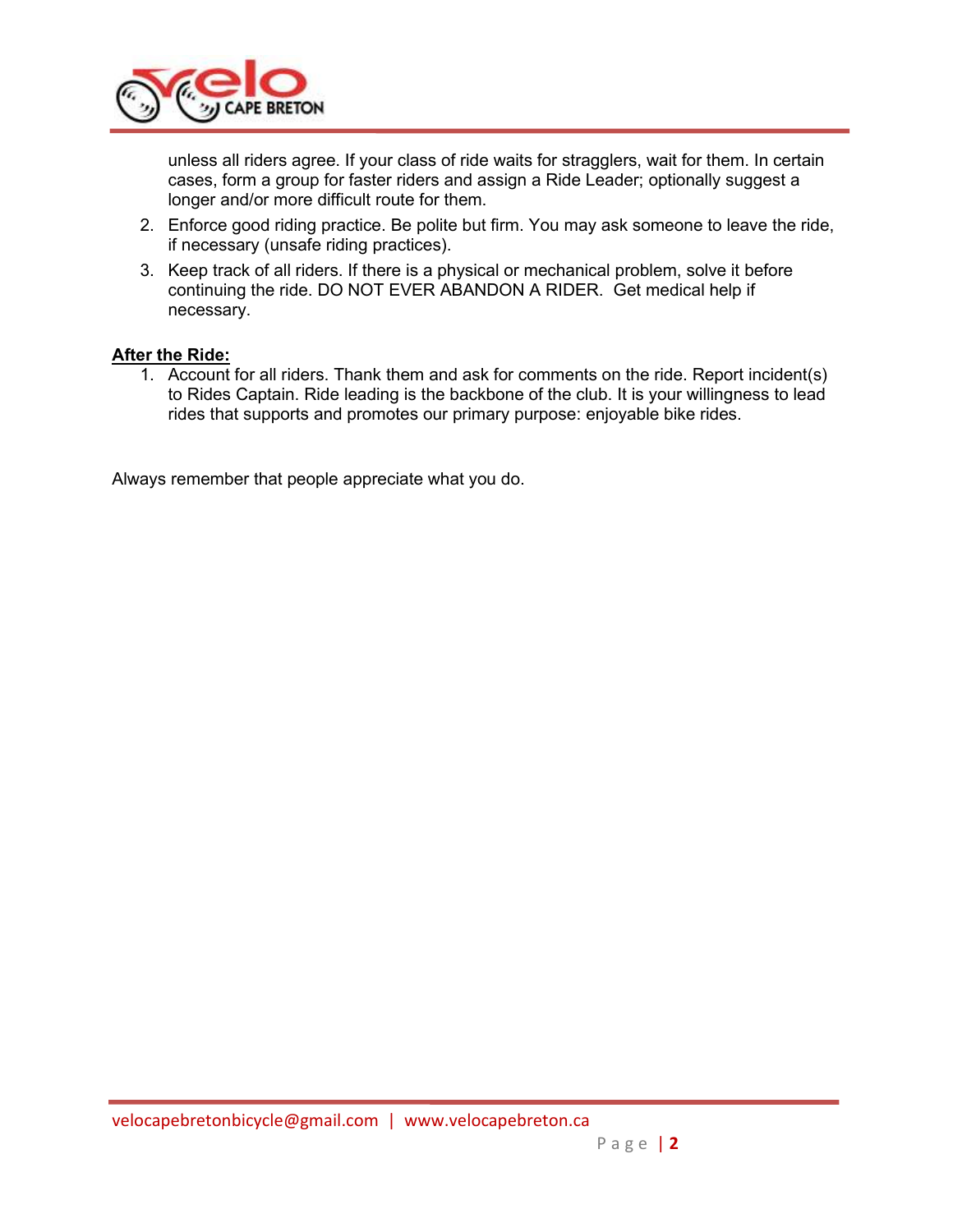unless all riders agree. If your class of ride waits for stragglers, wait for them. In certain cases, form a group for faster riders and assign a Ride Leader; optionally suggest a longer and/or more difficult route for them.

2. Enforce good riding practice. Be polite but firm. You may ask someone to leave the ride, if necessary (unsafe riding practices).
3. Keep track of all riders. If there is a physical or mechanical problem, solve it before continuing the ride. DO NOT EVER ABANDON A RIDER. Get medical help if necessary.

**After the Ride:**

1. Account for all riders. Thank them and ask for comments on the ride. Report incident(s) to Rides Captain. Ride leading is the backbone of the club. It is your willingness to lead rides that supports and promotes our primary purpose: enjoyable bike rides.

Always remember that people appreciate what you do.